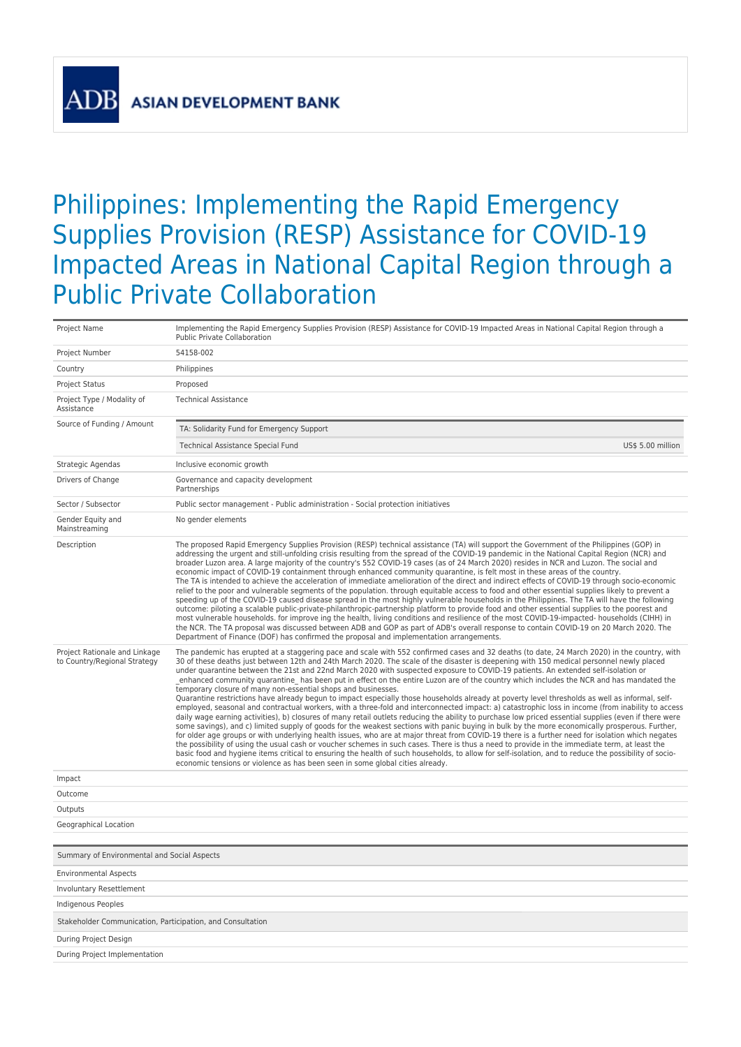# Philippines: Implementing the Rapid Emergency Supplies Provision (RESP) Assistance for COVID-19 Impacted Areas in National Capital Region through a Public Private Collaboration

| | |
|---|---|
| Project Name | Implementing the Rapid Emergency Supplies Provision (RESP) Assistance for COVID-19 Impacted Areas in National Capital Region through a Public Private Collaboration |
| Project Number | 54158-002 |
| Country | Philippines |
| Project Status | Proposed |
| Project Type / Modality of Assistance | Technical Assistance |
| Source of Funding / Amount | TA: Solidarity Fund for Emergency Support<br>Technical Assistance Special Fund — US$ 5.00 million |
| Strategic Agendas | Inclusive economic growth |
| Drivers of Change | Governance and capacity development<br>Partnerships |
| Sector / Subsector | Public sector management - Public administration - Social protection initiatives |
| Gender Equity and Mainstreaming | No gender elements |
| Description | The proposed Rapid Emergency Supplies Provision (RESP) technical assistance (TA) will support the Government of the Philippines (GOP) in addressing the urgent and still-unfolding crisis resulting from the spread of the COVID-19 pandemic in the National Capital Region (NCR) and broader Luzon area. A large majority of the country's 552 COVID-19 cases (as of 24 March 2020) resides in NCR and Luzon. The social and economic impact of COVID-19 containment through enhanced community quarantine, is felt most in these areas of the country.<br>The TA is intended to achieve the acceleration of immediate amelioration of the direct and indirect effects of COVID-19 through socio-economic relief to the poor and vulnerable segments of the population. through equitable access to food and other essential supplies likely to prevent a speeding up of the COVID-19 caused disease spread in the most highly vulnerable households in the Philippines. The TA will have the following outcome: piloting a scalable public-private-philanthropic-partnership platform to provide food and other essential supplies to the poorest and most vulnerable households. for improve ing the health, living conditions and resilience of the most COVID-19-impacted- households (CIHH) in the NCR. The TA proposal was discussed between ADB and GOP as part of ADB's overall response to contain COVID-19 on 20 March 2020. The Department of Finance (DOF) has confirmed the proposal and implementation arrangements. |
| Project Rationale and Linkage to Country/Regional Strategy | The pandemic has erupted at a staggering pace and scale with 552 confirmed cases and 32 deaths (to date, 24 March 2020) in the country, with 30 of these deaths just between 12th and 24th March 2020. The scale of the disaster is deepening with 150 medical personnel newly placed under quarantine between the 21st and 22nd March 2020 with suspected exposure to COVID-19 patients. An extended self-isolation or _enhanced community quarantine_ has been put in effect on the entire Luzon are of the country which includes the NCR and has mandated the temporary closure of many non-essential shops and businesses.<br>Quarantine restrictions have already begun to impact especially those households already at poverty level thresholds as well as informal, self-employed, seasonal and contractual workers, with a three-fold and interconnected impact: a) catastrophic loss in income (from inability to access daily wage earning activities), b) closures of many retail outlets reducing the ability to purchase low priced essential supplies (even if there were some savings), and c) limited supply of goods for the weakest sections with panic buying in bulk by the more economically prosperous. Further, for older age groups or with underlying health issues, who are at major threat from COVID-19 there is a further need for isolation which negates the possibility of using the usual cash or voucher schemes in such cases. There is thus a need to provide in the immediate term, at least the basic food and hygiene items critical to ensuring the health of such households, to allow for self-isolation, and to reduce the possibility of socio-economic tensions or violence as has been seen in some global cities already. |
| Impact | |
| Outcome | |
| Outputs | |
| Geographical Location | |

| Summary of Environmental and Social Aspects |
|---|
| Environmental Aspects |
| Involuntary Resettlement |
| Indigenous Peoples |

| Stakeholder Communication, Participation, and Consultation |
|---|
| During Project Design |
| During Project Implementation |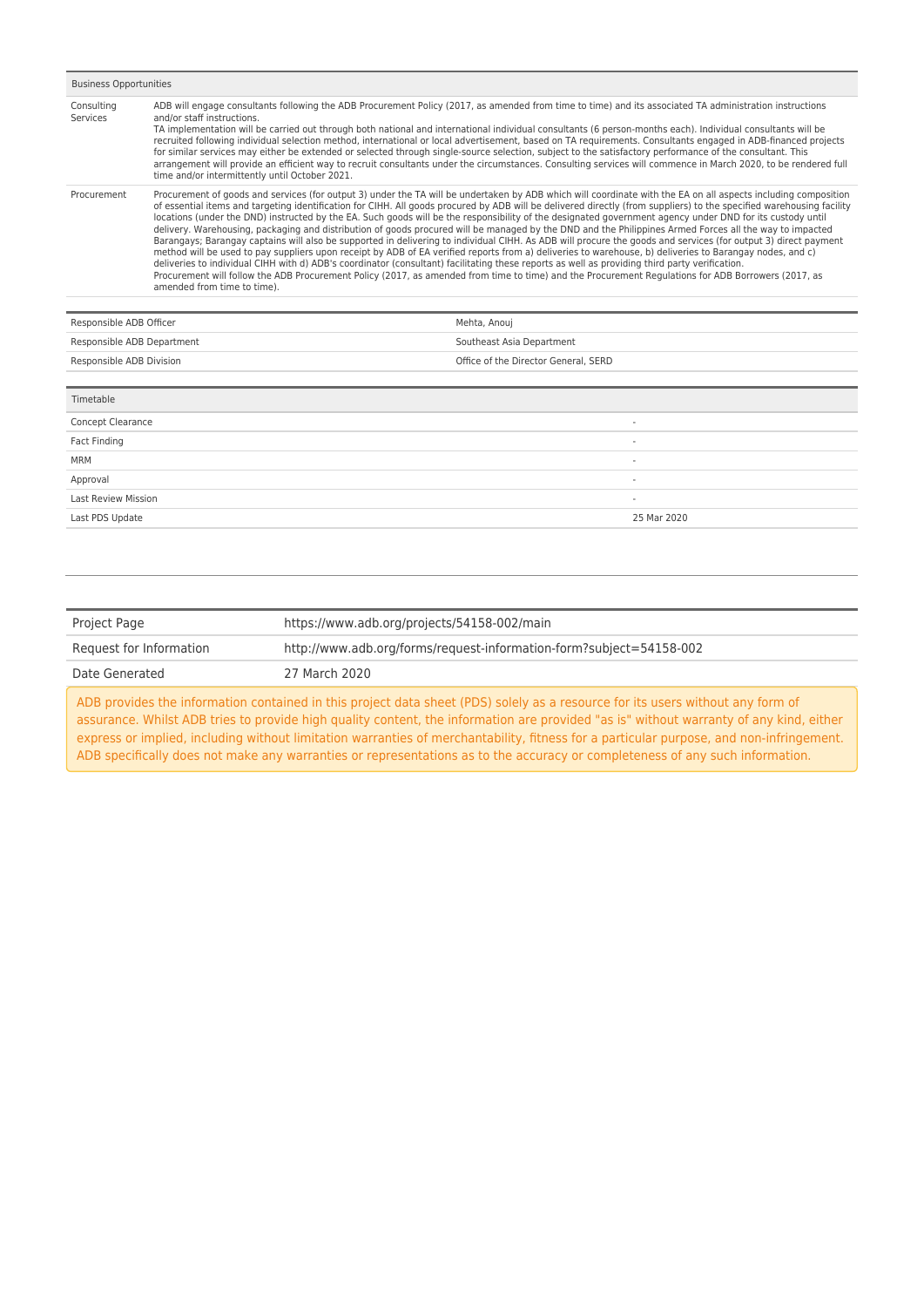| Business Opportunities | |
|---|---|
| Consulting Services | ADB will engage consultants following the ADB Procurement Policy (2017, as amended from time to time) and its associated TA administration instructions and/or staff instructions. TA implementation will be carried out through both national and international individual consultants (6 person-months each). Individual consultants will be recruited following individual selection method, international or local advertisement, based on TA requirements. Consultants engaged in ADB-financed projects for similar services may either be extended or selected through single-source selection, subject to the satisfactory performance of the consultant. This arrangement will provide an efficient way to recruit consultants under the circumstances. Consulting services will commence in March 2020, to be rendered full time and/or intermittently until October 2021. |
| Procurement | Procurement of goods and services (for output 3) under the TA will be undertaken by ADB which will coordinate with the EA on all aspects including composition of essential items and targeting identification for CIHH. All goods procured by ADB will be delivered directly (from suppliers) to the specified warehousing facility locations (under the DND) instructed by the EA. Such goods will be the responsibility of the designated government agency under DND for its custody until delivery. Warehousing, packaging and distribution of goods procured will be managed by the DND and the Philippines Armed Forces all the way to impacted Barangays; Barangay captains will also be supported in delivering to individual CIHH. As ADB will procure the goods and services (for output 3) direct payment method will be used to pay suppliers upon receipt by ADB of EA verified reports from a) deliveries to warehouse, b) deliveries to Barangay nodes, and c) deliveries to individual CIHH with d) ADB's coordinator (consultant) facilitating these reports as well as providing third party verification. Procurement will follow the ADB Procurement Policy (2017, as amended from time to time) and the Procurement Regulations for ADB Borrowers (2017, as amended from time to time). |

| | |
|---|---|
| Responsible ADB Officer | Mehta, Anouj |
| Responsible ADB Department | Southeast Asia Department |
| Responsible ADB Division | Office of the Director General, SERD |

| Timetable | |
|---|---|
| Concept Clearance | - |
| Fact Finding | - |
| MRM | - |
| Approval | - |
| Last Review Mission | - |
| Last PDS Update | 25 Mar 2020 |

| | |
|---|---|
| Project Page | https://www.adb.org/projects/54158-002/main |
| Request for Information | http://www.adb.org/forms/request-information-form?subject=54158-002 |
| Date Generated | 27 March 2020 |

ADB provides the information contained in this project data sheet (PDS) solely as a resource for its users without any form of assurance. Whilst ADB tries to provide high quality content, the information are provided "as is" without warranty of any kind, either express or implied, including without limitation warranties of merchantability, fitness for a particular purpose, and non-infringement. ADB specifically does not make any warranties or representations as to the accuracy or completeness of any such information.